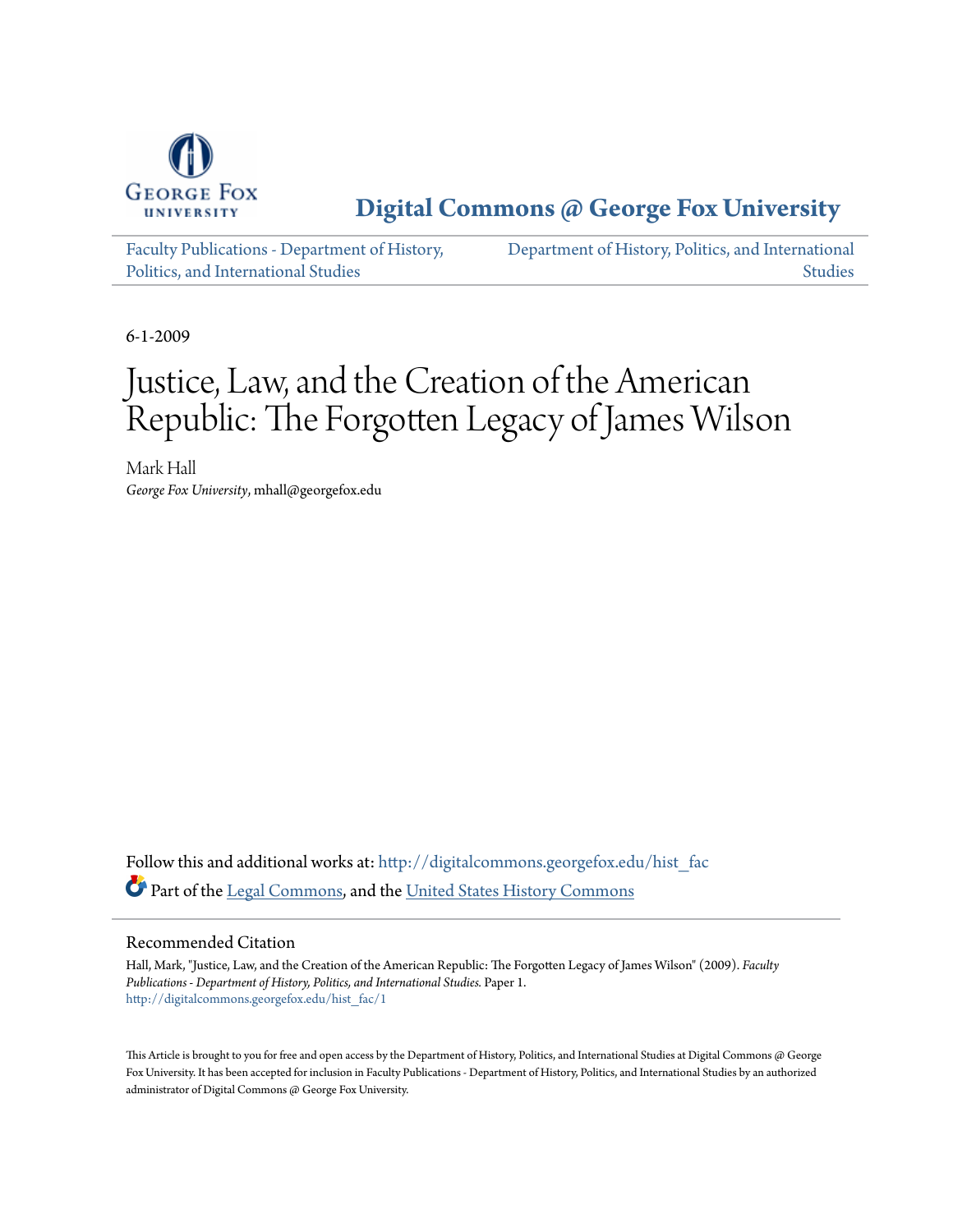George Fox University

# Digital Commons @ George Fox University

Faculty Publications - Department of History, Politics, and International Studies

Department of History, Politics, and International Studies

6-1-2009

# Justice, Law, and the Creation of the American Republic: The Forgotten Legacy of James Wilson

Mark Hall
*George Fox University*, mhall@georgefox.edu

Follow this and additional works at: http://digitalcommons.georgefox.edu/hist_fac

Part of the Legal Commons, and the United States History Commons

## Recommended Citation

Hall, Mark, "Justice, Law, and the Creation of the American Republic: The Forgotten Legacy of James Wilson" (2009). *Faculty Publications - Department of History, Politics, and International Studies.* Paper 1.
http://digitalcommons.georgefox.edu/hist_fac/1

This Article is brought to you for free and open access by the Department of History, Politics, and International Studies at Digital Commons @ George Fox University. It has been accepted for inclusion in Faculty Publications - Department of History, Politics, and International Studies by an authorized administrator of Digital Commons @ George Fox University.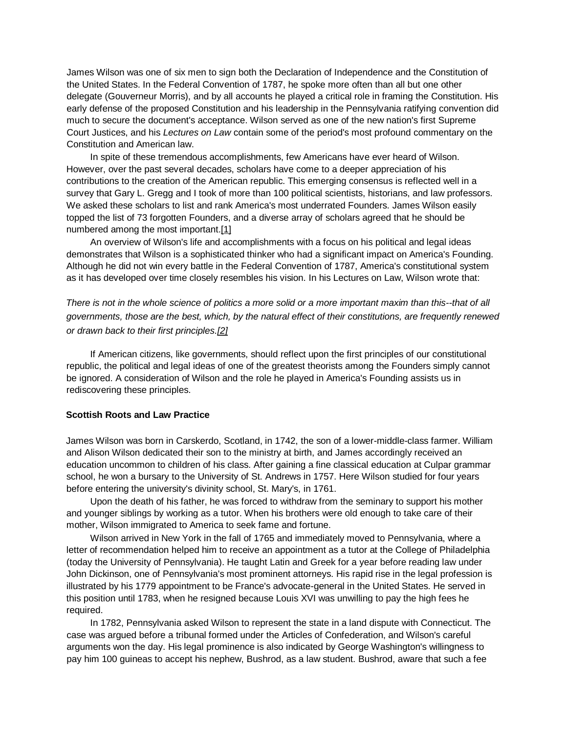James Wilson was one of six men to sign both the Declaration of Independence and the Constitution of the United States. In the Federal Convention of 1787, he spoke more often than all but one other delegate (Gouverneur Morris), and by all accounts he played a critical role in framing the Constitution. His early defense of the proposed Constitution and his leadership in the Pennsylvania ratifying convention did much to secure the document's acceptance. Wilson served as one of the new nation's first Supreme Court Justices, and his *Lectures on Law* contain some of the period's most profound commentary on the Constitution and American law.

In spite of these tremendous accomplishments, few Americans have ever heard of Wilson. However, over the past several decades, scholars have come to a deeper appreciation of his contributions to the creation of the American republic. This emerging consensus is reflected well in a survey that Gary L. Gregg and I took of more than 100 political scientists, historians, and law professors. We asked these scholars to list and rank America's most underrated Founders. James Wilson easily topped the list of 73 forgotten Founders, and a diverse array of scholars agreed that he should be numbered among the most important.[1]

An overview of Wilson's life and accomplishments with a focus on his political and legal ideas demonstrates that Wilson is a sophisticated thinker who had a significant impact on America's Founding. Although he did not win every battle in the Federal Convention of 1787, America's constitutional system as it has developed over time closely resembles his vision. In his Lectures on Law, Wilson wrote that:

*There is not in the whole science of politics a more solid or a more important maxim than this--that of all governments, those are the best, which, by the natural effect of their constitutions, are frequently renewed or drawn back to their first principles.[2]*

If American citizens, like governments, should reflect upon the first principles of our constitutional republic, the political and legal ideas of one of the greatest theorists among the Founders simply cannot be ignored. A consideration of Wilson and the role he played in America's Founding assists us in rediscovering these principles.

### Scottish Roots and Law Practice

James Wilson was born in Carskerdo, Scotland, in 1742, the son of a lower-middle-class farmer. William and Alison Wilson dedicated their son to the ministry at birth, and James accordingly received an education uncommon to children of his class. After gaining a fine classical education at Culpar grammar school, he won a bursary to the University of St. Andrews in 1757. Here Wilson studied for four years before entering the university's divinity school, St. Mary's, in 1761.

Upon the death of his father, he was forced to withdraw from the seminary to support his mother and younger siblings by working as a tutor. When his brothers were old enough to take care of their mother, Wilson immigrated to America to seek fame and fortune.

Wilson arrived in New York in the fall of 1765 and immediately moved to Pennsylvania, where a letter of recommendation helped him to receive an appointment as a tutor at the College of Philadelphia (today the University of Pennsylvania). He taught Latin and Greek for a year before reading law under John Dickinson, one of Pennsylvania's most prominent attorneys. His rapid rise in the legal profession is illustrated by his 1779 appointment to be France's advocate-general in the United States. He served in this position until 1783, when he resigned because Louis XVI was unwilling to pay the high fees he required.

In 1782, Pennsylvania asked Wilson to represent the state in a land dispute with Connecticut. The case was argued before a tribunal formed under the Articles of Confederation, and Wilson's careful arguments won the day. His legal prominence is also indicated by George Washington's willingness to pay him 100 guineas to accept his nephew, Bushrod, as a law student. Bushrod, aware that such a fee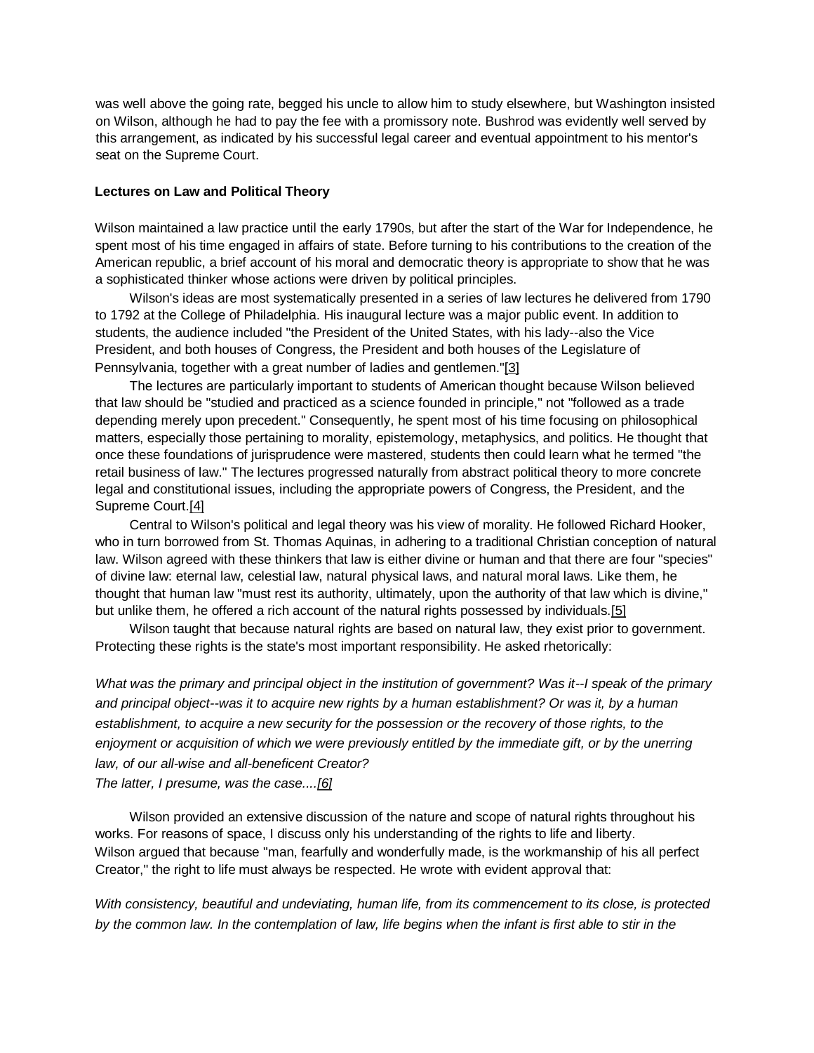was well above the going rate, begged his uncle to allow him to study elsewhere, but Washington insisted on Wilson, although he had to pay the fee with a promissory note. Bushrod was evidently well served by this arrangement, as indicated by his successful legal career and eventual appointment to his mentor's seat on the Supreme Court.

### Lectures on Law and Political Theory

Wilson maintained a law practice until the early 1790s, but after the start of the War for Independence, he spent most of his time engaged in affairs of state. Before turning to his contributions to the creation of the American republic, a brief account of his moral and democratic theory is appropriate to show that he was a sophisticated thinker whose actions were driven by political principles.

Wilson's ideas are most systematically presented in a series of law lectures he delivered from 1790 to 1792 at the College of Philadelphia. His inaugural lecture was a major public event. In addition to students, the audience included "the President of the United States, with his lady--also the Vice President, and both houses of Congress, the President and both houses of the Legislature of Pennsylvania, together with a great number of ladies and gentlemen."[3]

The lectures are particularly important to students of American thought because Wilson believed that law should be "studied and practiced as a science founded in principle," not "followed as a trade depending merely upon precedent." Consequently, he spent most of his time focusing on philosophical matters, especially those pertaining to morality, epistemology, metaphysics, and politics. He thought that once these foundations of jurisprudence were mastered, students then could learn what he termed "the retail business of law." The lectures progressed naturally from abstract political theory to more concrete legal and constitutional issues, including the appropriate powers of Congress, the President, and the Supreme Court.[4]

Central to Wilson's political and legal theory was his view of morality. He followed Richard Hooker, who in turn borrowed from St. Thomas Aquinas, in adhering to a traditional Christian conception of natural law. Wilson agreed with these thinkers that law is either divine or human and that there are four "species" of divine law: eternal law, celestial law, natural physical laws, and natural moral laws. Like them, he thought that human law "must rest its authority, ultimately, upon the authority of that law which is divine," but unlike them, he offered a rich account of the natural rights possessed by individuals.[5]

Wilson taught that because natural rights are based on natural law, they exist prior to government. Protecting these rights is the state's most important responsibility. He asked rhetorically:

*What was the primary and principal object in the institution of government? Was it--I speak of the primary and principal object--was it to acquire new rights by a human establishment? Or was it, by a human establishment, to acquire a new security for the possession or the recovery of those rights, to the enjoyment or acquisition of which we were previously entitled by the immediate gift, or by the unerring law, of our all-wise and all-beneficent Creator?*
*The latter, I presume, was the case....[6]*

Wilson provided an extensive discussion of the nature and scope of natural rights throughout his works. For reasons of space, I discuss only his understanding of the rights to life and liberty. Wilson argued that because "man, fearfully and wonderfully made, is the workmanship of his all perfect Creator," the right to life must always be respected. He wrote with evident approval that:

*With consistency, beautiful and undeviating, human life, from its commencement to its close, is protected by the common law. In the contemplation of law, life begins when the infant is first able to stir in the*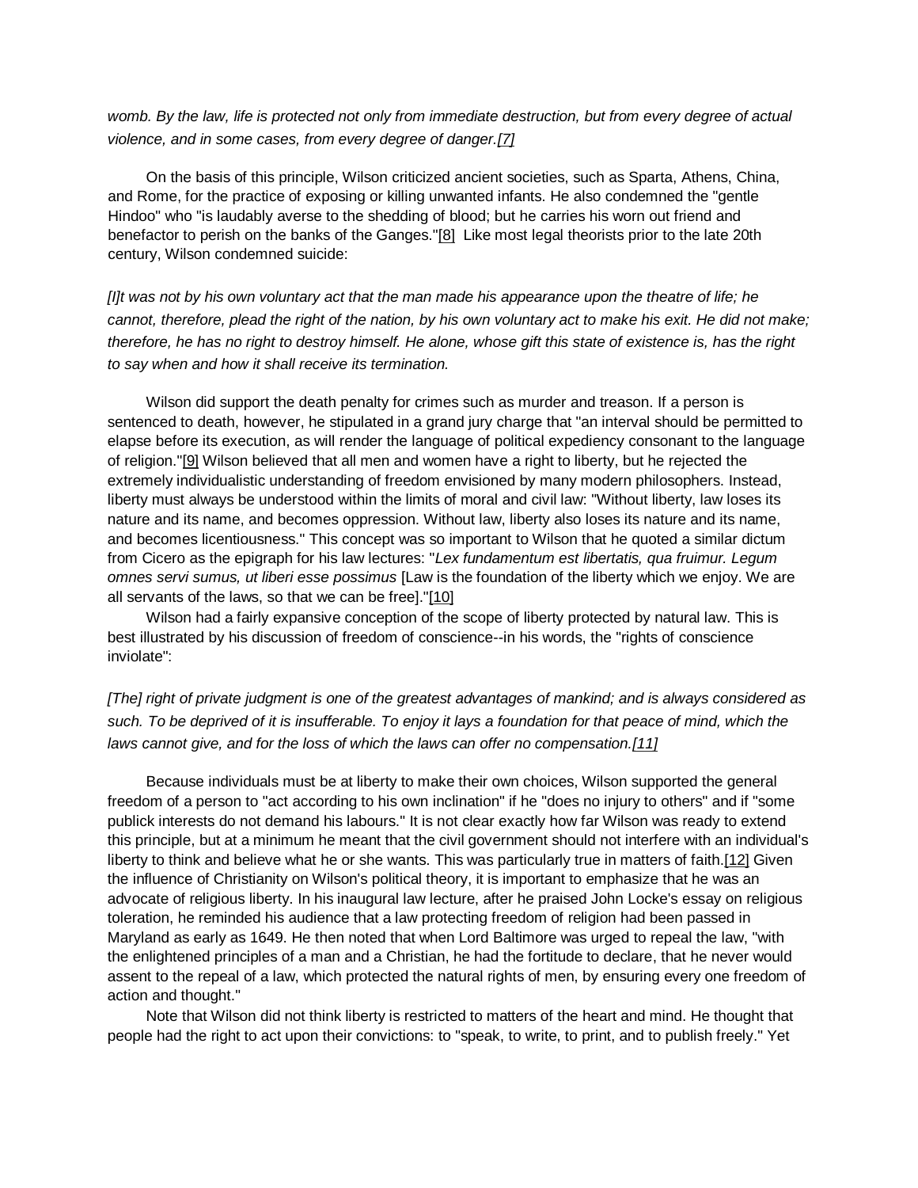*womb. By the law, life is protected not only from immediate destruction, but from every degree of actual violence, and in some cases, from every degree of danger.[7]*

On the basis of this principle, Wilson criticized ancient societies, such as Sparta, Athens, China, and Rome, for the practice of exposing or killing unwanted infants. He also condemned the "gentle Hindoo" who "is laudably averse to the shedding of blood; but he carries his worn out friend and benefactor to perish on the banks of the Ganges."[8] Like most legal theorists prior to the late 20th century, Wilson condemned suicide:

*[I]t was not by his own voluntary act that the man made his appearance upon the theatre of life; he cannot, therefore, plead the right of the nation, by his own voluntary act to make his exit. He did not make; therefore, he has no right to destroy himself. He alone, whose gift this state of existence is, has the right to say when and how it shall receive its termination.*

Wilson did support the death penalty for crimes such as murder and treason. If a person is sentenced to death, however, he stipulated in a grand jury charge that "an interval should be permitted to elapse before its execution, as will render the language of political expediency consonant to the language of religion."[9] Wilson believed that all men and women have a right to liberty, but he rejected the extremely individualistic understanding of freedom envisioned by many modern philosophers. Instead, liberty must always be understood within the limits of moral and civil law: "Without liberty, law loses its nature and its name, and becomes oppression. Without law, liberty also loses its nature and its name, and becomes licentiousness." This concept was so important to Wilson that he quoted a similar dictum from Cicero as the epigraph for his law lectures: "*Lex fundamentum est libertatis, qua fruimur. Legum omnes servi sumus, ut liberi esse possimus* [Law is the foundation of the liberty which we enjoy. We are all servants of the laws, so that we can be free]."[10]

Wilson had a fairly expansive conception of the scope of liberty protected by natural law. This is best illustrated by his discussion of freedom of conscience--in his words, the "rights of conscience inviolate":

*[The] right of private judgment is one of the greatest advantages of mankind; and is always considered as such. To be deprived of it is insufferable. To enjoy it lays a foundation for that peace of mind, which the laws cannot give, and for the loss of which the laws can offer no compensation.[11]*

Because individuals must be at liberty to make their own choices, Wilson supported the general freedom of a person to "act according to his own inclination" if he "does no injury to others" and if "some publick interests do not demand his labours." It is not clear exactly how far Wilson was ready to extend this principle, but at a minimum he meant that the civil government should not interfere with an individual's liberty to think and believe what he or she wants. This was particularly true in matters of faith.[12] Given the influence of Christianity on Wilson's political theory, it is important to emphasize that he was an advocate of religious liberty. In his inaugural law lecture, after he praised John Locke's essay on religious toleration, he reminded his audience that a law protecting freedom of religion had been passed in Maryland as early as 1649. He then noted that when Lord Baltimore was urged to repeal the law, "with the enlightened principles of a man and a Christian, he had the fortitude to declare, that he never would assent to the repeal of a law, which protected the natural rights of men, by ensuring every one freedom of action and thought."

Note that Wilson did not think liberty is restricted to matters of the heart and mind. He thought that people had the right to act upon their convictions: to "speak, to write, to print, and to publish freely." Yet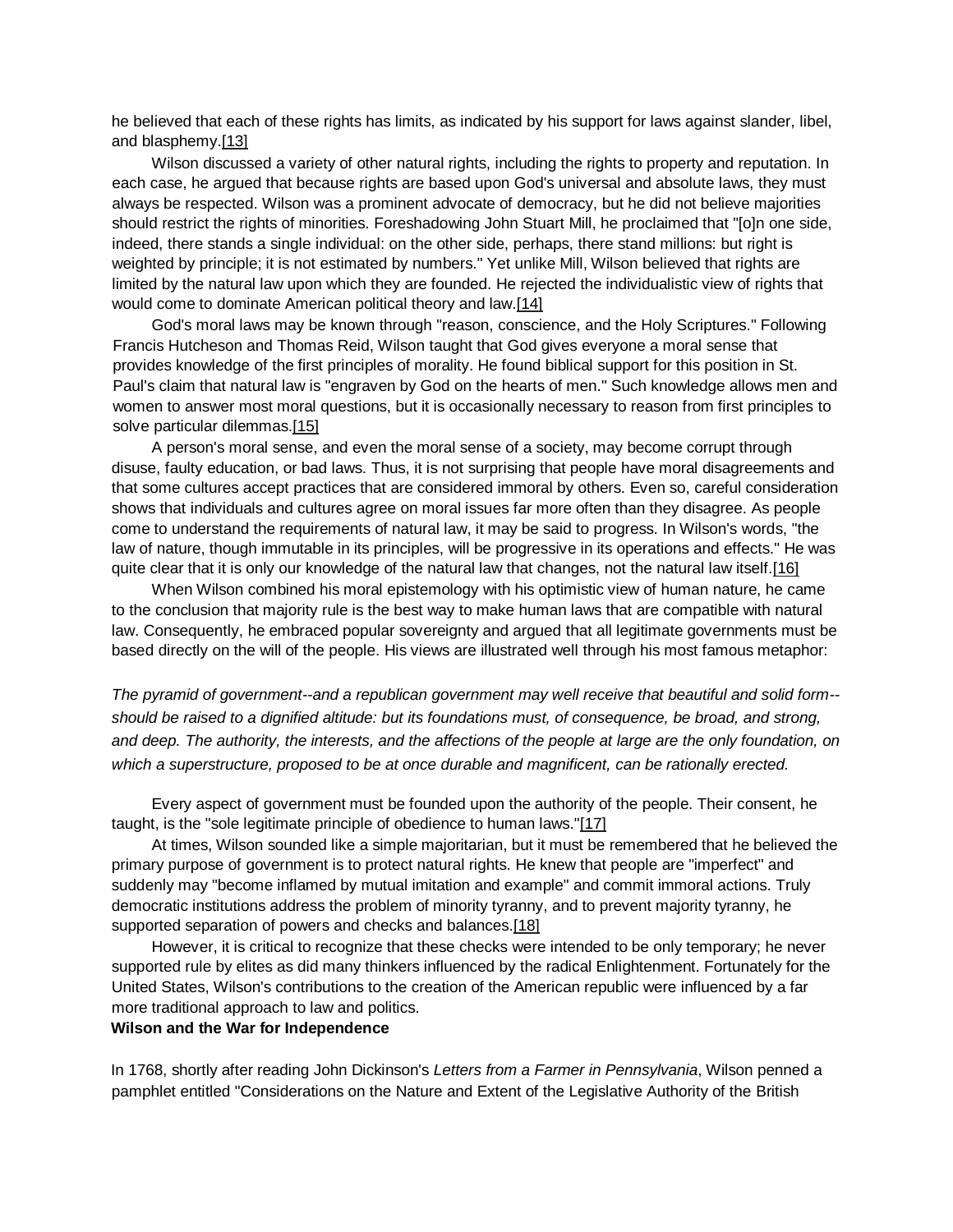he believed that each of these rights has limits, as indicated by his support for laws against slander, libel, and blasphemy.[13]

Wilson discussed a variety of other natural rights, including the rights to property and reputation. In each case, he argued that because rights are based upon God's universal and absolute laws, they must always be respected. Wilson was a prominent advocate of democracy, but he did not believe majorities should restrict the rights of minorities. Foreshadowing John Stuart Mill, he proclaimed that "[o]n one side, indeed, there stands a single individual: on the other side, perhaps, there stand millions: but right is weighted by principle; it is not estimated by numbers." Yet unlike Mill, Wilson believed that rights are limited by the natural law upon which they are founded. He rejected the individualistic view of rights that would come to dominate American political theory and law.[14]

God's moral laws may be known through "reason, conscience, and the Holy Scriptures." Following Francis Hutcheson and Thomas Reid, Wilson taught that God gives everyone a moral sense that provides knowledge of the first principles of morality. He found biblical support for this position in St. Paul's claim that natural law is "engraven by God on the hearts of men." Such knowledge allows men and women to answer most moral questions, but it is occasionally necessary to reason from first principles to solve particular dilemmas.[15]

A person's moral sense, and even the moral sense of a society, may become corrupt through disuse, faulty education, or bad laws. Thus, it is not surprising that people have moral disagreements and that some cultures accept practices that are considered immoral by others. Even so, careful consideration shows that individuals and cultures agree on moral issues far more often than they disagree. As people come to understand the requirements of natural law, it may be said to progress. In Wilson's words, "the law of nature, though immutable in its principles, will be progressive in its operations and effects." He was quite clear that it is only our knowledge of the natural law that changes, not the natural law itself.[16]

When Wilson combined his moral epistemology with his optimistic view of human nature, he came to the conclusion that majority rule is the best way to make human laws that are compatible with natural law. Consequently, he embraced popular sovereignty and argued that all legitimate governments must be based directly on the will of the people. His views are illustrated well through his most famous metaphor:

*The pyramid of government--and a republican government may well receive that beautiful and solid form--should be raised to a dignified altitude: but its foundations must, of consequence, be broad, and strong, and deep. The authority, the interests, and the affections of the people at large are the only foundation, on which a superstructure, proposed to be at once durable and magnificent, can be rationally erected.*

Every aspect of government must be founded upon the authority of the people. Their consent, he taught, is the "sole legitimate principle of obedience to human laws."[17]

At times, Wilson sounded like a simple majoritarian, but it must be remembered that he believed the primary purpose of government is to protect natural rights. He knew that people are "imperfect" and suddenly may "become inflamed by mutual imitation and example" and commit immoral actions. Truly democratic institutions address the problem of minority tyranny, and to prevent majority tyranny, he supported separation of powers and checks and balances.[18]

However, it is critical to recognize that these checks were intended to be only temporary; he never supported rule by elites as did many thinkers influenced by the radical Enlightenment. Fortunately for the United States, Wilson's contributions to the creation of the American republic were influenced by a far more traditional approach to law and politics.

**Wilson and the War for Independence**

In 1768, shortly after reading John Dickinson's *Letters from a Farmer in Pennsylvania*, Wilson penned a pamphlet entitled "Considerations on the Nature and Extent of the Legislative Authority of the British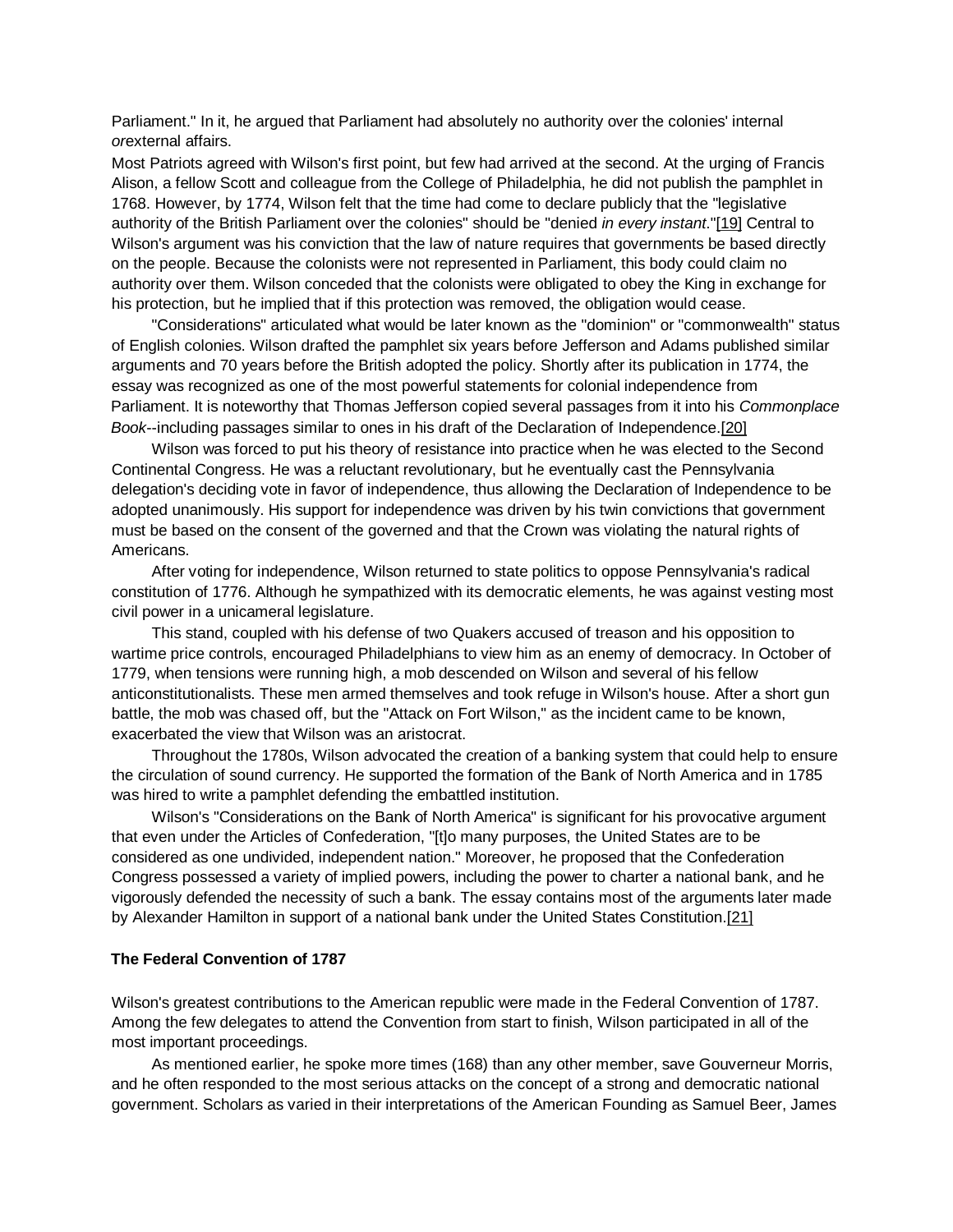Parliament." In it, he argued that Parliament had absolutely no authority over the colonies' internal *or*external affairs.

Most Patriots agreed with Wilson's first point, but few had arrived at the second. At the urging of Francis Alison, a fellow Scott and colleague from the College of Philadelphia, he did not publish the pamphlet in 1768. However, by 1774, Wilson felt that the time had come to declare publicly that the "legislative authority of the British Parliament over the colonies" should be "denied *in every instant*."[19] Central to Wilson's argument was his conviction that the law of nature requires that governments be based directly on the people. Because the colonists were not represented in Parliament, this body could claim no authority over them. Wilson conceded that the colonists were obligated to obey the King in exchange for his protection, but he implied that if this protection was removed, the obligation would cease.

"Considerations" articulated what would be later known as the "dominion" or "commonwealth" status of English colonies. Wilson drafted the pamphlet six years before Jefferson and Adams published similar arguments and 70 years before the British adopted the policy. Shortly after its publication in 1774, the essay was recognized as one of the most powerful statements for colonial independence from Parliament. It is noteworthy that Thomas Jefferson copied several passages from it into his *Commonplace Book*--including passages similar to ones in his draft of the Declaration of Independence.[20]

Wilson was forced to put his theory of resistance into practice when he was elected to the Second Continental Congress. He was a reluctant revolutionary, but he eventually cast the Pennsylvania delegation's deciding vote in favor of independence, thus allowing the Declaration of Independence to be adopted unanimously. His support for independence was driven by his twin convictions that government must be based on the consent of the governed and that the Crown was violating the natural rights of Americans.

After voting for independence, Wilson returned to state politics to oppose Pennsylvania's radical constitution of 1776. Although he sympathized with its democratic elements, he was against vesting most civil power in a unicameral legislature.

This stand, coupled with his defense of two Quakers accused of treason and his opposition to wartime price controls, encouraged Philadelphians to view him as an enemy of democracy. In October of 1779, when tensions were running high, a mob descended on Wilson and several of his fellow anticonstitutionalists. These men armed themselves and took refuge in Wilson's house. After a short gun battle, the mob was chased off, but the "Attack on Fort Wilson," as the incident came to be known, exacerbated the view that Wilson was an aristocrat.

Throughout the 1780s, Wilson advocated the creation of a banking system that could help to ensure the circulation of sound currency. He supported the formation of the Bank of North America and in 1785 was hired to write a pamphlet defending the embattled institution.

Wilson's "Considerations on the Bank of North America" is significant for his provocative argument that even under the Articles of Confederation, "[t]o many purposes, the United States are to be considered as one undivided, independent nation." Moreover, he proposed that the Confederation Congress possessed a variety of implied powers, including the power to charter a national bank, and he vigorously defended the necessity of such a bank. The essay contains most of the arguments later made by Alexander Hamilton in support of a national bank under the United States Constitution.[21]

### The Federal Convention of 1787

Wilson's greatest contributions to the American republic were made in the Federal Convention of 1787. Among the few delegates to attend the Convention from start to finish, Wilson participated in all of the most important proceedings.

As mentioned earlier, he spoke more times (168) than any other member, save Gouverneur Morris, and he often responded to the most serious attacks on the concept of a strong and democratic national government. Scholars as varied in their interpretations of the American Founding as Samuel Beer, James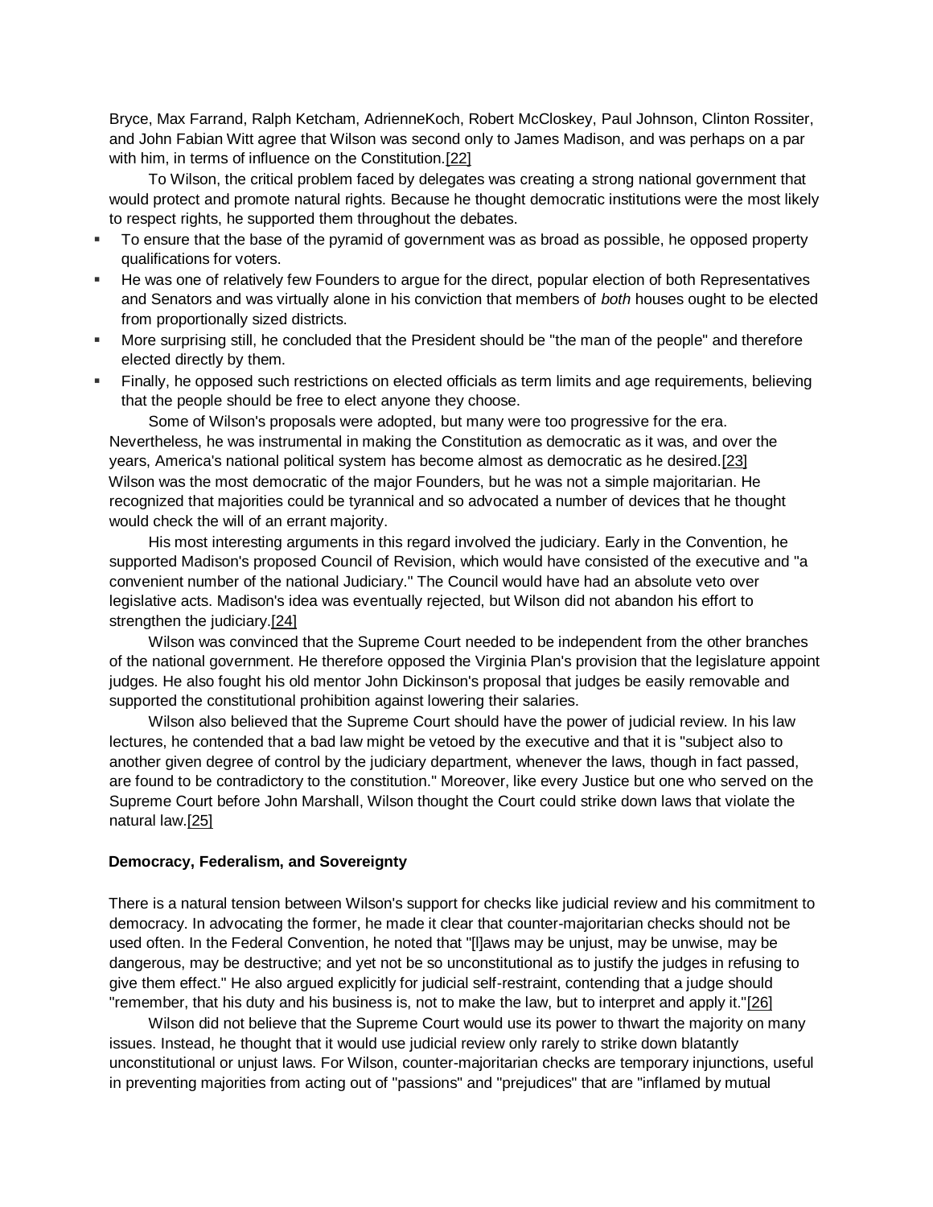Bryce, Max Farrand, Ralph Ketcham, AdrienneKoch, Robert McCloskey, Paul Johnson, Clinton Rossiter, and John Fabian Witt agree that Wilson was second only to James Madison, and was perhaps on a par with him, in terms of influence on the Constitution.[22]

To Wilson, the critical problem faced by delegates was creating a strong national government that would protect and promote natural rights. Because he thought democratic institutions were the most likely to respect rights, he supported them throughout the debates.

- To ensure that the base of the pyramid of government was as broad as possible, he opposed property qualifications for voters.
- He was one of relatively few Founders to argue for the direct, popular election of both Representatives and Senators and was virtually alone in his conviction that members of *both* houses ought to be elected from proportionally sized districts.
- More surprising still, he concluded that the President should be "the man of the people" and therefore elected directly by them.
- Finally, he opposed such restrictions on elected officials as term limits and age requirements, believing that the people should be free to elect anyone they choose.

Some of Wilson's proposals were adopted, but many were too progressive for the era. Nevertheless, he was instrumental in making the Constitution as democratic as it was, and over the years, America's national political system has become almost as democratic as he desired.[23] Wilson was the most democratic of the major Founders, but he was not a simple majoritarian. He recognized that majorities could be tyrannical and so advocated a number of devices that he thought would check the will of an errant majority.

His most interesting arguments in this regard involved the judiciary. Early in the Convention, he supported Madison's proposed Council of Revision, which would have consisted of the executive and "a convenient number of the national Judiciary." The Council would have had an absolute veto over legislative acts. Madison's idea was eventually rejected, but Wilson did not abandon his effort to strengthen the judiciary.[24]

Wilson was convinced that the Supreme Court needed to be independent from the other branches of the national government. He therefore opposed the Virginia Plan's provision that the legislature appoint judges. He also fought his old mentor John Dickinson's proposal that judges be easily removable and supported the constitutional prohibition against lowering their salaries.

Wilson also believed that the Supreme Court should have the power of judicial review. In his law lectures, he contended that a bad law might be vetoed by the executive and that it is "subject also to another given degree of control by the judiciary department, whenever the laws, though in fact passed, are found to be contradictory to the constitution." Moreover, like every Justice but one who served on the Supreme Court before John Marshall, Wilson thought the Court could strike down laws that violate the natural law.[25]

### Democracy, Federalism, and Sovereignty

There is a natural tension between Wilson's support for checks like judicial review and his commitment to democracy. In advocating the former, he made it clear that counter-majoritarian checks should not be used often. In the Federal Convention, he noted that "[l]aws may be unjust, may be unwise, may be dangerous, may be destructive; and yet not be so unconstitutional as to justify the judges in refusing to give them effect." He also argued explicitly for judicial self-restraint, contending that a judge should "remember, that his duty and his business is, not to make the law, but to interpret and apply it."[26]

Wilson did not believe that the Supreme Court would use its power to thwart the majority on many issues. Instead, he thought that it would use judicial review only rarely to strike down blatantly unconstitutional or unjust laws. For Wilson, counter-majoritarian checks are temporary injunctions, useful in preventing majorities from acting out of "passions" and "prejudices" that are "inflamed by mutual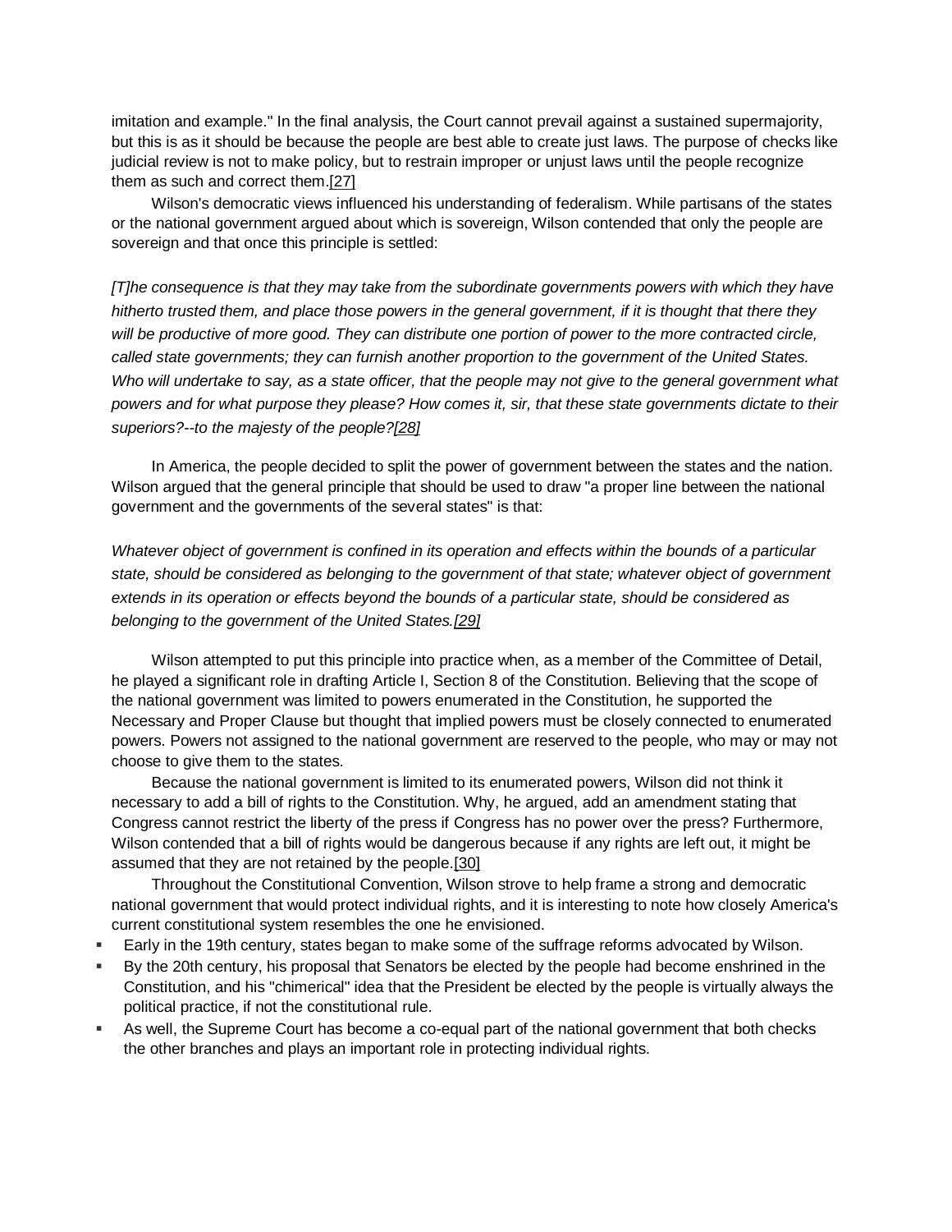imitation and example." In the final analysis, the Court cannot prevail against a sustained supermajority, but this is as it should be because the people are best able to create just laws. The purpose of checks like judicial review is not to make policy, but to restrain improper or unjust laws until the people recognize them as such and correct them.[27]

Wilson's democratic views influenced his understanding of federalism. While partisans of the states or the national government argued about which is sovereign, Wilson contended that only the people are sovereign and that once this principle is settled:

*[T]he consequence is that they may take from the subordinate governments powers with which they have hitherto trusted them, and place those powers in the general government, if it is thought that there they will be productive of more good. They can distribute one portion of power to the more contracted circle, called state governments; they can furnish another proportion to the government of the United States. Who will undertake to say, as a state officer, that the people may not give to the general government what powers and for what purpose they please? How comes it, sir, that these state governments dictate to their superiors?--to the majesty of the people?[28]*

In America, the people decided to split the power of government between the states and the nation. Wilson argued that the general principle that should be used to draw "a proper line between the national government and the governments of the several states" is that:

*Whatever object of government is confined in its operation and effects within the bounds of a particular state, should be considered as belonging to the government of that state; whatever object of government extends in its operation or effects beyond the bounds of a particular state, should be considered as belonging to the government of the United States.[29]*

Wilson attempted to put this principle into practice when, as a member of the Committee of Detail, he played a significant role in drafting Article I, Section 8 of the Constitution. Believing that the scope of the national government was limited to powers enumerated in the Constitution, he supported the Necessary and Proper Clause but thought that implied powers must be closely connected to enumerated powers. Powers not assigned to the national government are reserved to the people, who may or may not choose to give them to the states.

Because the national government is limited to its enumerated powers, Wilson did not think it necessary to add a bill of rights to the Constitution. Why, he argued, add an amendment stating that Congress cannot restrict the liberty of the press if Congress has no power over the press? Furthermore, Wilson contended that a bill of rights would be dangerous because if any rights are left out, it might be assumed that they are not retained by the people.[30]

Throughout the Constitutional Convention, Wilson strove to help frame a strong and democratic national government that would protect individual rights, and it is interesting to note how closely America's current constitutional system resembles the one he envisioned.

- Early in the 19th century, states began to make some of the suffrage reforms advocated by Wilson.
- By the 20th century, his proposal that Senators be elected by the people had become enshrined in the Constitution, and his "chimerical" idea that the President be elected by the people is virtually always the political practice, if not the constitutional rule.
- As well, the Supreme Court has become a co-equal part of the national government that both checks the other branches and plays an important role in protecting individual rights.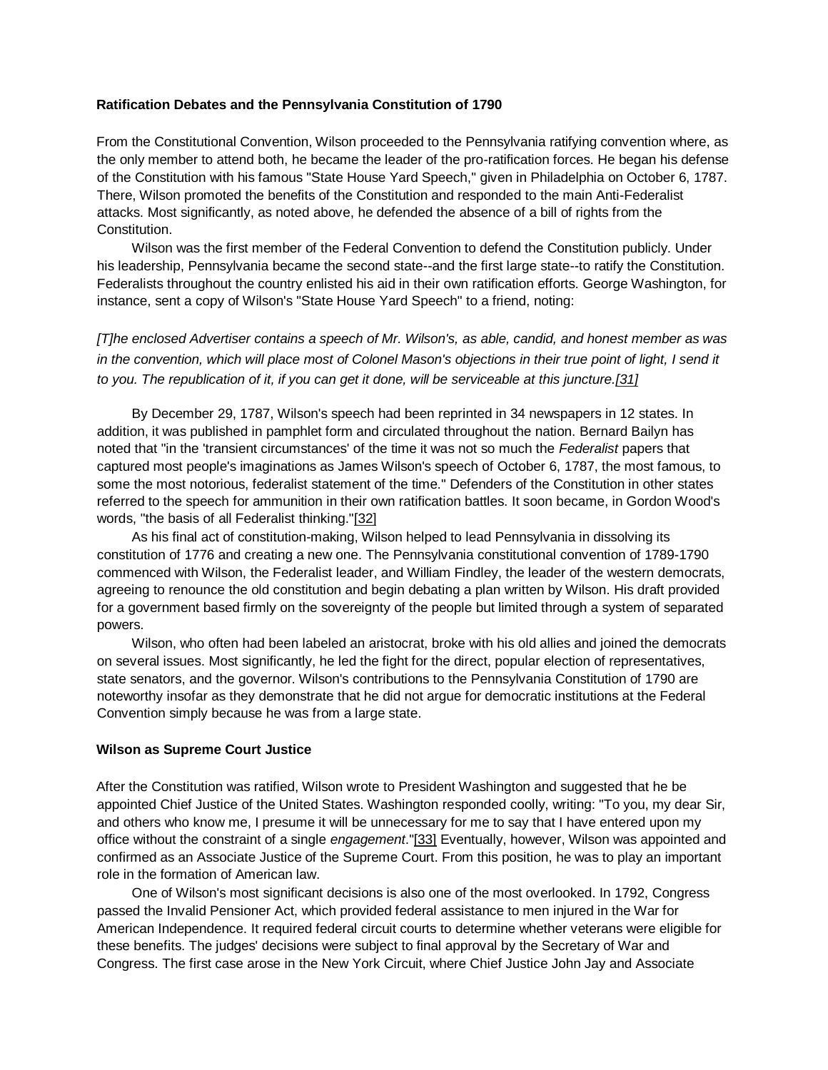### Ratification Debates and the Pennsylvania Constitution of 1790

From the Constitutional Convention, Wilson proceeded to the Pennsylvania ratifying convention where, as the only member to attend both, he became the leader of the pro-ratification forces. He began his defense of the Constitution with his famous "State House Yard Speech," given in Philadelphia on October 6, 1787. There, Wilson promoted the benefits of the Constitution and responded to the main Anti-Federalist attacks. Most significantly, as noted above, he defended the absence of a bill of rights from the Constitution.

Wilson was the first member of the Federal Convention to defend the Constitution publicly. Under his leadership, Pennsylvania became the second state--and the first large state--to ratify the Constitution. Federalists throughout the country enlisted his aid in their own ratification efforts. George Washington, for instance, sent a copy of Wilson's "State House Yard Speech" to a friend, noting:

*[T]he enclosed Advertiser contains a speech of Mr. Wilson's, as able, candid, and honest member as was in the convention, which will place most of Colonel Mason's objections in their true point of light, I send it to you. The republication of it, if you can get it done, will be serviceable at this juncture.[31]*

By December 29, 1787, Wilson's speech had been reprinted in 34 newspapers in 12 states. In addition, it was published in pamphlet form and circulated throughout the nation. Bernard Bailyn has noted that "in the 'transient circumstances' of the time it was not so much the *Federalist* papers that captured most people's imaginations as James Wilson's speech of October 6, 1787, the most famous, to some the most notorious, federalist statement of the time." Defenders of the Constitution in other states referred to the speech for ammunition in their own ratification battles. It soon became, in Gordon Wood's words, "the basis of all Federalist thinking."[32]

As his final act of constitution-making, Wilson helped to lead Pennsylvania in dissolving its constitution of 1776 and creating a new one. The Pennsylvania constitutional convention of 1789-1790 commenced with Wilson, the Federalist leader, and William Findley, the leader of the western democrats, agreeing to renounce the old constitution and begin debating a plan written by Wilson. His draft provided for a government based firmly on the sovereignty of the people but limited through a system of separated powers.

Wilson, who often had been labeled an aristocrat, broke with his old allies and joined the democrats on several issues. Most significantly, he led the fight for the direct, popular election of representatives, state senators, and the governor. Wilson's contributions to the Pennsylvania Constitution of 1790 are noteworthy insofar as they demonstrate that he did not argue for democratic institutions at the Federal Convention simply because he was from a large state.

### Wilson as Supreme Court Justice

After the Constitution was ratified, Wilson wrote to President Washington and suggested that he be appointed Chief Justice of the United States. Washington responded coolly, writing: "To you, my dear Sir, and others who know me, I presume it will be unnecessary for me to say that I have entered upon my office without the constraint of a single *engagement*."[33] Eventually, however, Wilson was appointed and confirmed as an Associate Justice of the Supreme Court. From this position, he was to play an important role in the formation of American law.

One of Wilson's most significant decisions is also one of the most overlooked. In 1792, Congress passed the Invalid Pensioner Act, which provided federal assistance to men injured in the War for American Independence. It required federal circuit courts to determine whether veterans were eligible for these benefits. The judges' decisions were subject to final approval by the Secretary of War and Congress. The first case arose in the New York Circuit, where Chief Justice John Jay and Associate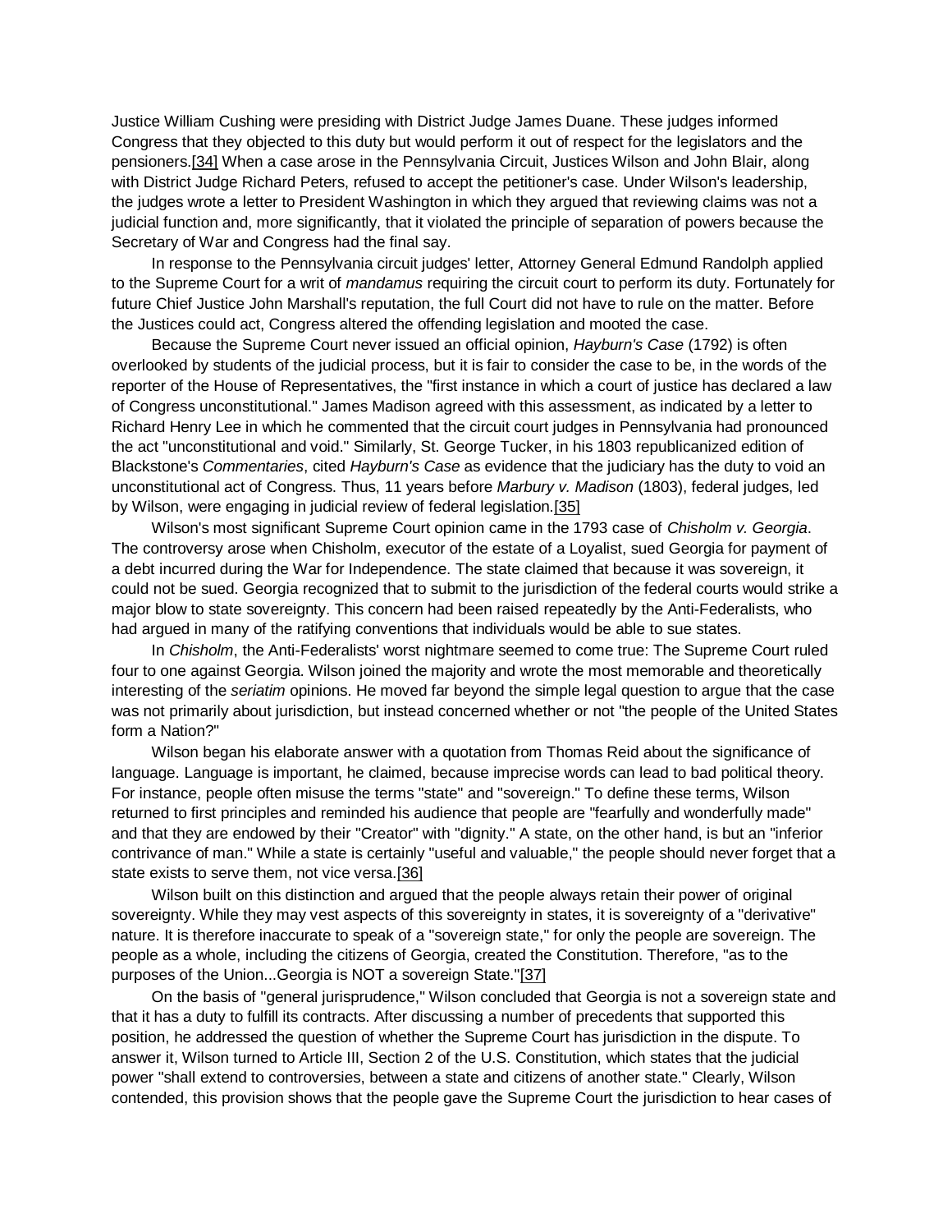Justice William Cushing were presiding with District Judge James Duane. These judges informed Congress that they objected to this duty but would perform it out of respect for the legislators and the pensioners.[34] When a case arose in the Pennsylvania Circuit, Justices Wilson and John Blair, along with District Judge Richard Peters, refused to accept the petitioner's case. Under Wilson's leadership, the judges wrote a letter to President Washington in which they argued that reviewing claims was not a judicial function and, more significantly, that it violated the principle of separation of powers because the Secretary of War and Congress had the final say.

In response to the Pennsylvania circuit judges' letter, Attorney General Edmund Randolph applied to the Supreme Court for a writ of *mandamus* requiring the circuit court to perform its duty. Fortunately for future Chief Justice John Marshall's reputation, the full Court did not have to rule on the matter. Before the Justices could act, Congress altered the offending legislation and mooted the case.

Because the Supreme Court never issued an official opinion, *Hayburn's Case* (1792) is often overlooked by students of the judicial process, but it is fair to consider the case to be, in the words of the reporter of the House of Representatives, the "first instance in which a court of justice has declared a law of Congress unconstitutional." James Madison agreed with this assessment, as indicated by a letter to Richard Henry Lee in which he commented that the circuit court judges in Pennsylvania had pronounced the act "unconstitutional and void." Similarly, St. George Tucker, in his 1803 republicanized edition of Blackstone's *Commentaries*, cited *Hayburn's Case* as evidence that the judiciary has the duty to void an unconstitutional act of Congress. Thus, 11 years before *Marbury v. Madison* (1803), federal judges, led by Wilson, were engaging in judicial review of federal legislation.[35]

Wilson's most significant Supreme Court opinion came in the 1793 case of *Chisholm v. Georgia*. The controversy arose when Chisholm, executor of the estate of a Loyalist, sued Georgia for payment of a debt incurred during the War for Independence. The state claimed that because it was sovereign, it could not be sued. Georgia recognized that to submit to the jurisdiction of the federal courts would strike a major blow to state sovereignty. This concern had been raised repeatedly by the Anti-Federalists, who had argued in many of the ratifying conventions that individuals would be able to sue states.

In *Chisholm*, the Anti-Federalists' worst nightmare seemed to come true: The Supreme Court ruled four to one against Georgia. Wilson joined the majority and wrote the most memorable and theoretically interesting of the *seriatim* opinions. He moved far beyond the simple legal question to argue that the case was not primarily about jurisdiction, but instead concerned whether or not "the people of the United States form a Nation?"

Wilson began his elaborate answer with a quotation from Thomas Reid about the significance of language. Language is important, he claimed, because imprecise words can lead to bad political theory. For instance, people often misuse the terms "state" and "sovereign." To define these terms, Wilson returned to first principles and reminded his audience that people are "fearfully and wonderfully made" and that they are endowed by their "Creator" with "dignity." A state, on the other hand, is but an "inferior contrivance of man." While a state is certainly "useful and valuable," the people should never forget that a state exists to serve them, not vice versa.[36]

Wilson built on this distinction and argued that the people always retain their power of original sovereignty. While they may vest aspects of this sovereignty in states, it is sovereignty of a "derivative" nature. It is therefore inaccurate to speak of a "sovereign state," for only the people are sovereign. The people as a whole, including the citizens of Georgia, created the Constitution. Therefore, "as to the purposes of the Union...Georgia is NOT a sovereign State."[37]

On the basis of "general jurisprudence," Wilson concluded that Georgia is not a sovereign state and that it has a duty to fulfill its contracts. After discussing a number of precedents that supported this position, he addressed the question of whether the Supreme Court has jurisdiction in the dispute. To answer it, Wilson turned to Article III, Section 2 of the U.S. Constitution, which states that the judicial power "shall extend to controversies, between a state and citizens of another state." Clearly, Wilson contended, this provision shows that the people gave the Supreme Court the jurisdiction to hear cases of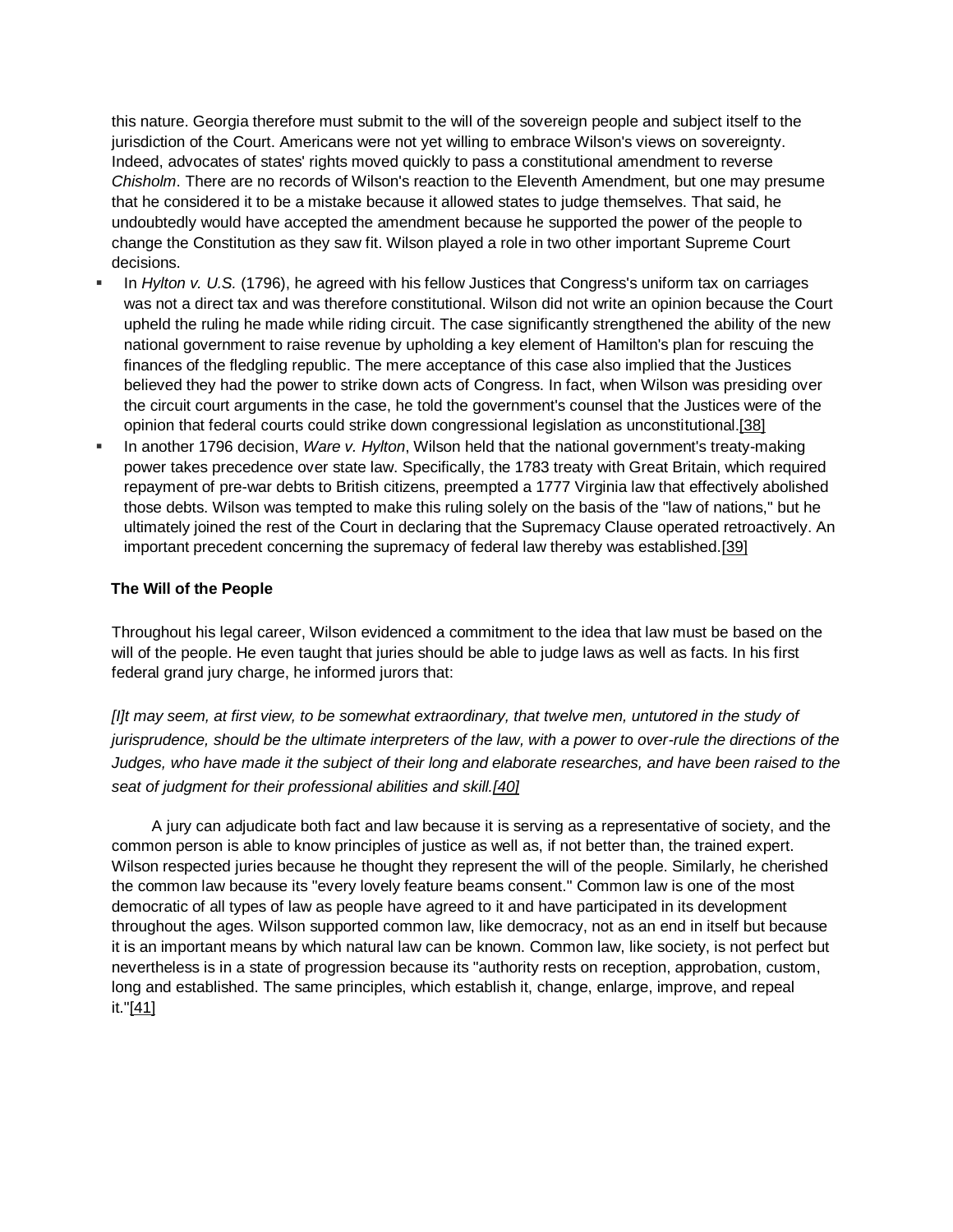this nature. Georgia therefore must submit to the will of the sovereign people and subject itself to the jurisdiction of the Court. Americans were not yet willing to embrace Wilson's views on sovereignty. Indeed, advocates of states' rights moved quickly to pass a constitutional amendment to reverse *Chisholm*. There are no records of Wilson's reaction to the Eleventh Amendment, but one may presume that he considered it to be a mistake because it allowed states to judge themselves. That said, he undoubtedly would have accepted the amendment because he supported the power of the people to change the Constitution as they saw fit. Wilson played a role in two other important Supreme Court decisions.

- In *Hylton v. U.S.* (1796), he agreed with his fellow Justices that Congress's uniform tax on carriages was not a direct tax and was therefore constitutional. Wilson did not write an opinion because the Court upheld the ruling he made while riding circuit. The case significantly strengthened the ability of the new national government to raise revenue by upholding a key element of Hamilton's plan for rescuing the finances of the fledgling republic. The mere acceptance of this case also implied that the Justices believed they had the power to strike down acts of Congress. In fact, when Wilson was presiding over the circuit court arguments in the case, he told the government's counsel that the Justices were of the opinion that federal courts could strike down congressional legislation as unconstitutional.[38]
- In another 1796 decision, *Ware v. Hylton*, Wilson held that the national government's treaty-making power takes precedence over state law. Specifically, the 1783 treaty with Great Britain, which required repayment of pre-war debts to British citizens, preempted a 1777 Virginia law that effectively abolished those debts. Wilson was tempted to make this ruling solely on the basis of the "law of nations," but he ultimately joined the rest of the Court in declaring that the Supremacy Clause operated retroactively. An important precedent concerning the supremacy of federal law thereby was established.[39]

**The Will of the People**

Throughout his legal career, Wilson evidenced a commitment to the idea that law must be based on the will of the people. He even taught that juries should be able to judge laws as well as facts. In his first federal grand jury charge, he informed jurors that:

*[I]t may seem, at first view, to be somewhat extraordinary, that twelve men, untutored in the study of jurisprudence, should be the ultimate interpreters of the law, with a power to over-rule the directions of the Judges, who have made it the subject of their long and elaborate researches, and have been raised to the seat of judgment for their professional abilities and skill.[40]*

A jury can adjudicate both fact and law because it is serving as a representative of society, and the common person is able to know principles of justice as well as, if not better than, the trained expert. Wilson respected juries because he thought they represent the will of the people. Similarly, he cherished the common law because its "every lovely feature beams consent." Common law is one of the most democratic of all types of law as people have agreed to it and have participated in its development throughout the ages. Wilson supported common law, like democracy, not as an end in itself but because it is an important means by which natural law can be known. Common law, like society, is not perfect but nevertheless is in a state of progression because its "authority rests on reception, approbation, custom, long and established. The same principles, which establish it, change, enlarge, improve, and repeal it."[41]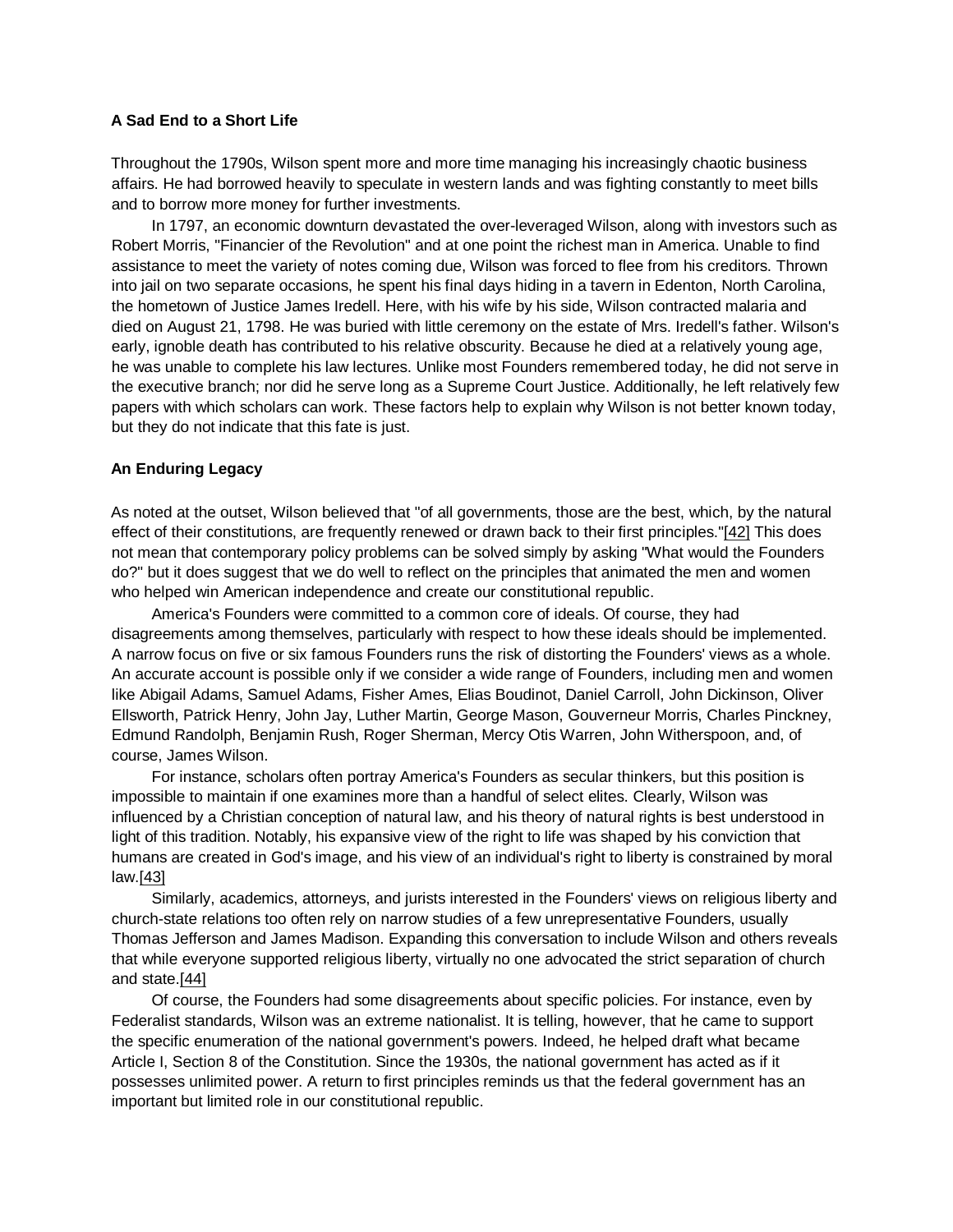### A Sad End to a Short Life

Throughout the 1790s, Wilson spent more and more time managing his increasingly chaotic business affairs. He had borrowed heavily to speculate in western lands and was fighting constantly to meet bills and to borrow more money for further investments.

In 1797, an economic downturn devastated the over-leveraged Wilson, along with investors such as Robert Morris, "Financier of the Revolution" and at one point the richest man in America. Unable to find assistance to meet the variety of notes coming due, Wilson was forced to flee from his creditors. Thrown into jail on two separate occasions, he spent his final days hiding in a tavern in Edenton, North Carolina, the hometown of Justice James Iredell. Here, with his wife by his side, Wilson contracted malaria and died on August 21, 1798. He was buried with little ceremony on the estate of Mrs. Iredell's father. Wilson's early, ignoble death has contributed to his relative obscurity. Because he died at a relatively young age, he was unable to complete his law lectures. Unlike most Founders remembered today, he did not serve in the executive branch; nor did he serve long as a Supreme Court Justice. Additionally, he left relatively few papers with which scholars can work. These factors help to explain why Wilson is not better known today, but they do not indicate that this fate is just.

### An Enduring Legacy

As noted at the outset, Wilson believed that "of all governments, those are the best, which, by the natural effect of their constitutions, are frequently renewed or drawn back to their first principles."[42] This does not mean that contemporary policy problems can be solved simply by asking "What would the Founders do?" but it does suggest that we do well to reflect on the principles that animated the men and women who helped win American independence and create our constitutional republic.

America's Founders were committed to a common core of ideals. Of course, they had disagreements among themselves, particularly with respect to how these ideals should be implemented. A narrow focus on five or six famous Founders runs the risk of distorting the Founders' views as a whole. An accurate account is possible only if we consider a wide range of Founders, including men and women like Abigail Adams, Samuel Adams, Fisher Ames, Elias Boudinot, Daniel Carroll, John Dickinson, Oliver Ellsworth, Patrick Henry, John Jay, Luther Martin, George Mason, Gouverneur Morris, Charles Pinckney, Edmund Randolph, Benjamin Rush, Roger Sherman, Mercy Otis Warren, John Witherspoon, and, of course, James Wilson.

For instance, scholars often portray America's Founders as secular thinkers, but this position is impossible to maintain if one examines more than a handful of select elites. Clearly, Wilson was influenced by a Christian conception of natural law, and his theory of natural rights is best understood in light of this tradition. Notably, his expansive view of the right to life was shaped by his conviction that humans are created in God's image, and his view of an individual's right to liberty is constrained by moral law.[43]

Similarly, academics, attorneys, and jurists interested in the Founders' views on religious liberty and church-state relations too often rely on narrow studies of a few unrepresentative Founders, usually Thomas Jefferson and James Madison. Expanding this conversation to include Wilson and others reveals that while everyone supported religious liberty, virtually no one advocated the strict separation of church and state.[44]

Of course, the Founders had some disagreements about specific policies. For instance, even by Federalist standards, Wilson was an extreme nationalist. It is telling, however, that he came to support the specific enumeration of the national government's powers. Indeed, he helped draft what became Article I, Section 8 of the Constitution. Since the 1930s, the national government has acted as if it possesses unlimited power. A return to first principles reminds us that the federal government has an important but limited role in our constitutional republic.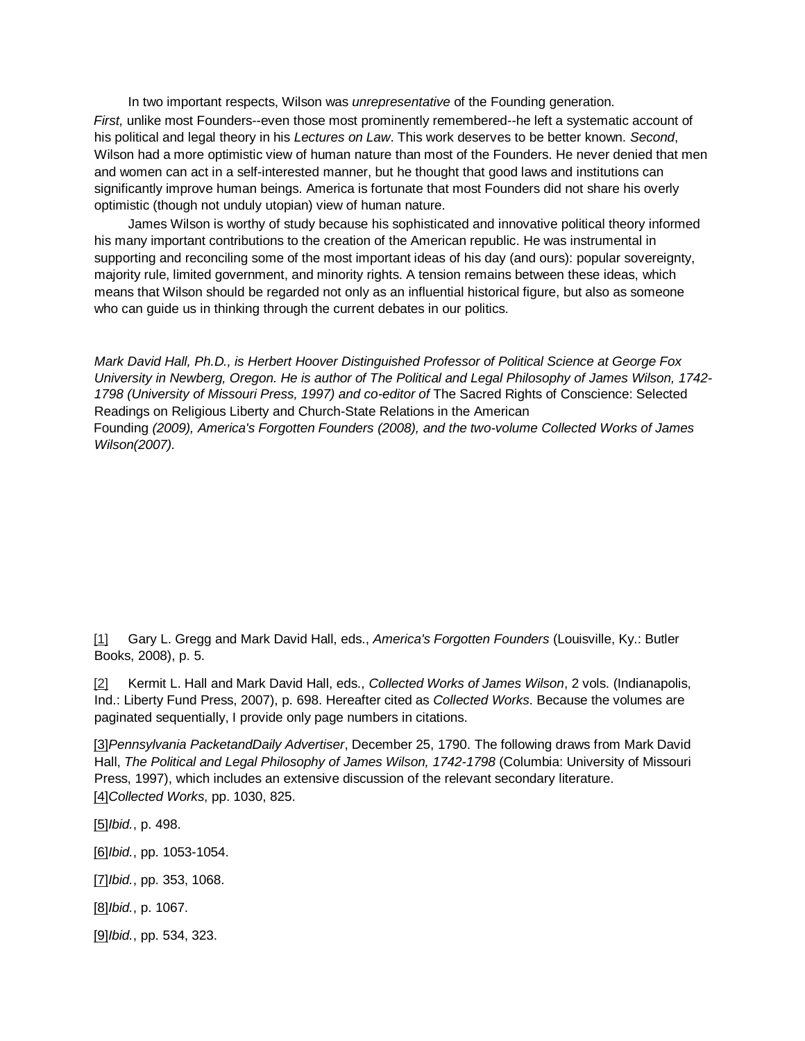In two important respects, Wilson was *unrepresentative* of the Founding generation. *First,* unlike most Founders--even those most prominently remembered--he left a systematic account of his political and legal theory in his *Lectures on Law*. This work deserves to be better known. *Second*, Wilson had a more optimistic view of human nature than most of the Founders. He never denied that men and women can act in a self-interested manner, but he thought that good laws and institutions can significantly improve human beings. America is fortunate that most Founders did not share his overly optimistic (though not unduly utopian) view of human nature.

James Wilson is worthy of study because his sophisticated and innovative political theory informed his many important contributions to the creation of the American republic. He was instrumental in supporting and reconciling some of the most important ideas of his day (and ours): popular sovereignty, majority rule, limited government, and minority rights. A tension remains between these ideas, which means that Wilson should be regarded not only as an influential historical figure, but also as someone who can guide us in thinking through the current debates in our politics.

*Mark David Hall, Ph.D., is Herbert Hoover Distinguished Professor of Political Science at George Fox University in Newberg, Oregon. He is author of The Political and Legal Philosophy of James Wilson, 1742-1798 (University of Missouri Press, 1997) and co-editor of* The Sacred Rights of Conscience: Selected Readings on Religious Liberty and Church-State Relations in the American Founding *(2009), America's Forgotten Founders (2008), and the two-volume Collected Works of James Wilson(2007).*

[1] Gary L. Gregg and Mark David Hall, eds., *America's Forgotten Founders* (Louisville, Ky.: Butler Books, 2008), p. 5.

[2] Kermit L. Hall and Mark David Hall, eds., *Collected Works of James Wilson*, 2 vols. (Indianapolis, Ind.: Liberty Fund Press, 2007), p. 698. Hereafter cited as *Collected Works*. Because the volumes are paginated sequentially, I provide only page numbers in citations.

[3]*Pennsylvania PacketandDaily Advertiser*, December 25, 1790. The following draws from Mark David Hall, *The Political and Legal Philosophy of James Wilson, 1742-1798* (Columbia: University of Missouri Press, 1997), which includes an extensive discussion of the relevant secondary literature.

[4]*Collected Works*, pp. 1030, 825.

[5]*Ibid.*, p. 498.

[6]*Ibid.*, pp. 1053-1054.

[7]*Ibid.*, pp. 353, 1068.

[8]*Ibid.*, p. 1067.

[9]*Ibid.*, pp. 534, 323.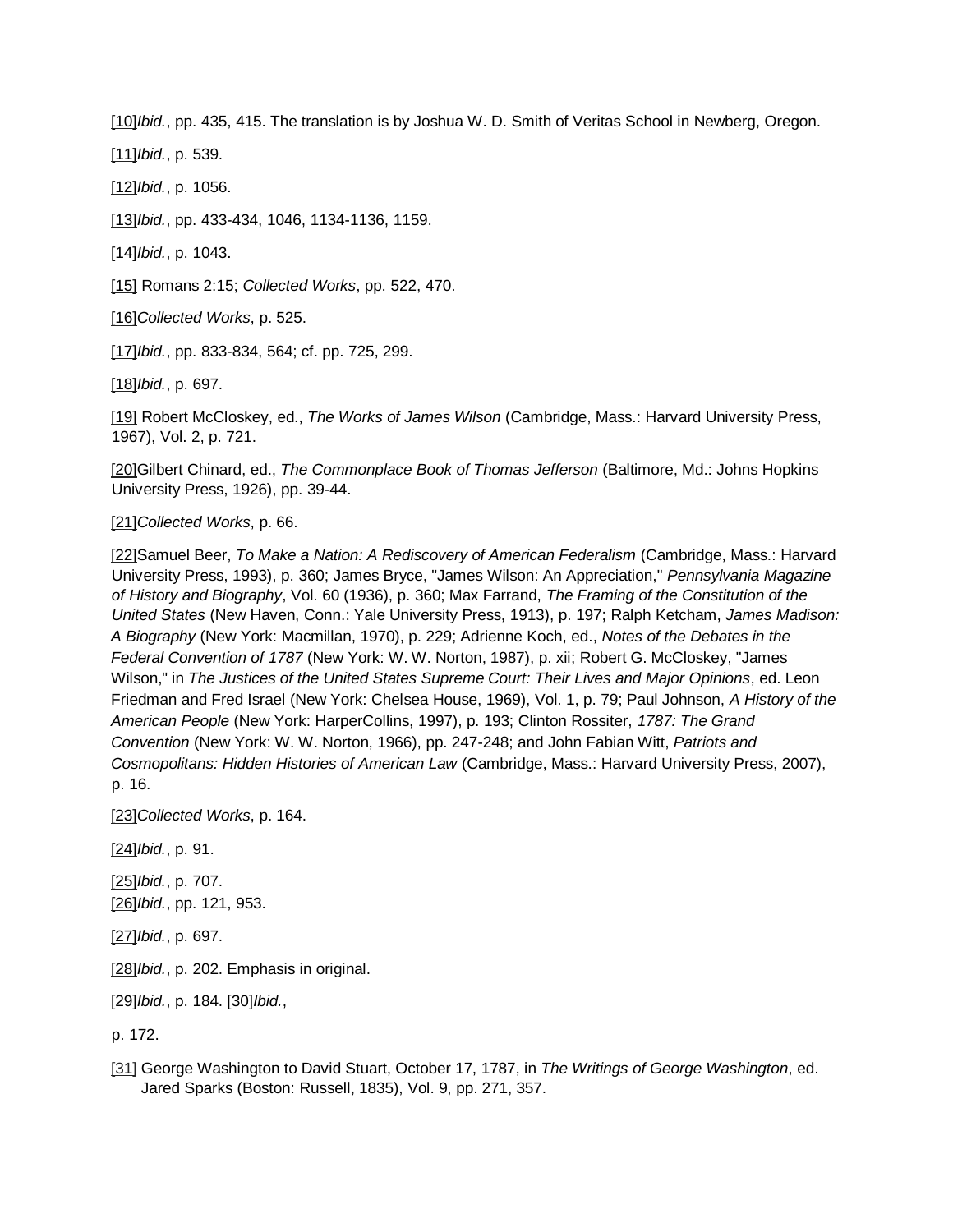[10]*Ibid.*, pp. 435, 415. The translation is by Joshua W. D. Smith of Veritas School in Newberg, Oregon.

[11]*Ibid.*, p. 539.

[12]*Ibid.*, p. 1056.

[13]*Ibid.*, pp. 433-434, 1046, 1134-1136, 1159.

[14]*Ibid.*, p. 1043.

[15] Romans 2:15; *Collected Works*, pp. 522, 470.

[16]*Collected Works*, p. 525.

[17]*Ibid.*, pp. 833-834, 564; cf. pp. 725, 299.

[18]*Ibid.*, p. 697.

[19] Robert McCloskey, ed., *The Works of James Wilson* (Cambridge, Mass.: Harvard University Press, 1967), Vol. 2, p. 721.

[20]Gilbert Chinard, ed., *The Commonplace Book of Thomas Jefferson* (Baltimore, Md.: Johns Hopkins University Press, 1926), pp. 39-44.

[21]*Collected Works*, p. 66.

[22]Samuel Beer, *To Make a Nation: A Rediscovery of American Federalism* (Cambridge, Mass.: Harvard University Press, 1993), p. 360; James Bryce, "James Wilson: An Appreciation," *Pennsylvania Magazine of History and Biography*, Vol. 60 (1936), p. 360; Max Farrand, *The Framing of the Constitution of the United States* (New Haven, Conn.: Yale University Press, 1913), p. 197; Ralph Ketcham, *James Madison: A Biography* (New York: Macmillan, 1970), p. 229; Adrienne Koch, ed., *Notes of the Debates in the Federal Convention of 1787* (New York: W. W. Norton, 1987), p. xii; Robert G. McCloskey, "James Wilson," in *The Justices of the United States Supreme Court: Their Lives and Major Opinions*, ed. Leon Friedman and Fred Israel (New York: Chelsea House, 1969), Vol. 1, p. 79; Paul Johnson, *A History of the American People* (New York: HarperCollins, 1997), p. 193; Clinton Rossiter, *1787: The Grand Convention* (New York: W. W. Norton, 1966), pp. 247-248; and John Fabian Witt, *Patriots and Cosmopolitans: Hidden Histories of American Law* (Cambridge, Mass.: Harvard University Press, 2007), p. 16.

[23]*Collected Works*, p. 164.

[24]*Ibid.*, p. 91.

[25]*Ibid.*, p. 707.
[26]*Ibid.*, pp. 121, 953.

[27]*Ibid.*, p. 697.

[28]*Ibid.*, p. 202. Emphasis in original.

[29]*Ibid.*, p. 184. [30]*Ibid.*,

p. 172.

[31] George Washington to David Stuart, October 17, 1787, in *The Writings of George Washington*, ed. Jared Sparks (Boston: Russell, 1835), Vol. 9, pp. 271, 357.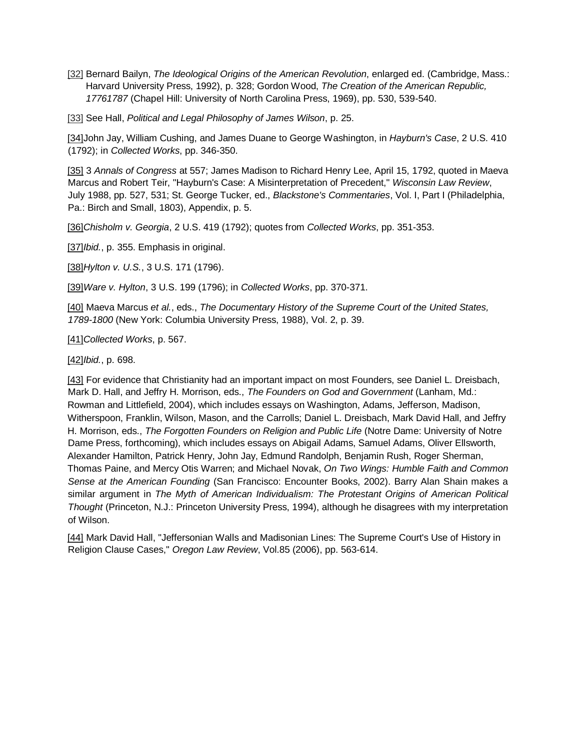[32] Bernard Bailyn, *The Ideological Origins of the American Revolution*, enlarged ed. (Cambridge, Mass.: Harvard University Press, 1992), p. 328; Gordon Wood, *The Creation of the American Republic, 17761787* (Chapel Hill: University of North Carolina Press, 1969), pp. 530, 539-540.

[33] See Hall, *Political and Legal Philosophy of James Wilson*, p. 25.

[34]John Jay, William Cushing, and James Duane to George Washington, in *Hayburn's Case*, 2 U.S. 410 (1792); in *Collected Works*, pp. 346-350.

[35] 3 *Annals of Congress* at 557; James Madison to Richard Henry Lee, April 15, 1792, quoted in Maeva Marcus and Robert Teir, "Hayburn's Case: A Misinterpretation of Precedent," *Wisconsin Law Review*, July 1988, pp. 527, 531; St. George Tucker, ed., *Blackstone's Commentaries*, Vol. I, Part I (Philadelphia, Pa.: Birch and Small, 1803), Appendix, p. 5.

[36]*Chisholm v. Georgia*, 2 U.S. 419 (1792); quotes from *Collected Works*, pp. 351-353.

[37]*Ibid.*, p. 355. Emphasis in original.

[38]*Hylton v. U.S.*, 3 U.S. 171 (1796).

[39]*Ware v. Hylton*, 3 U.S. 199 (1796); in *Collected Works*, pp. 370-371.

[40] Maeva Marcus *et al.*, eds., *The Documentary History of the Supreme Court of the United States, 1789-1800* (New York: Columbia University Press, 1988), Vol. 2, p. 39.

[41]*Collected Works*, p. 567.

[42]*Ibid.*, p. 698.

[43] For evidence that Christianity had an important impact on most Founders, see Daniel L. Dreisbach, Mark D. Hall, and Jeffry H. Morrison, eds., *The Founders on God and Government* (Lanham, Md.: Rowman and Littlefield, 2004), which includes essays on Washington, Adams, Jefferson, Madison, Witherspoon, Franklin, Wilson, Mason, and the Carrolls; Daniel L. Dreisbach, Mark David Hall, and Jeffry H. Morrison, eds., *The Forgotten Founders on Religion and Public Life* (Notre Dame: University of Notre Dame Press, forthcoming), which includes essays on Abigail Adams, Samuel Adams, Oliver Ellsworth, Alexander Hamilton, Patrick Henry, John Jay, Edmund Randolph, Benjamin Rush, Roger Sherman, Thomas Paine, and Mercy Otis Warren; and Michael Novak, *On Two Wings: Humble Faith and Common Sense at the American Founding* (San Francisco: Encounter Books, 2002). Barry Alan Shain makes a similar argument in *The Myth of American Individualism: The Protestant Origins of American Political Thought* (Princeton, N.J.: Princeton University Press, 1994), although he disagrees with my interpretation of Wilson.

[44] Mark David Hall, "Jeffersonian Walls and Madisonian Lines: The Supreme Court's Use of History in Religion Clause Cases," *Oregon Law Review*, Vol.85 (2006), pp. 563-614.